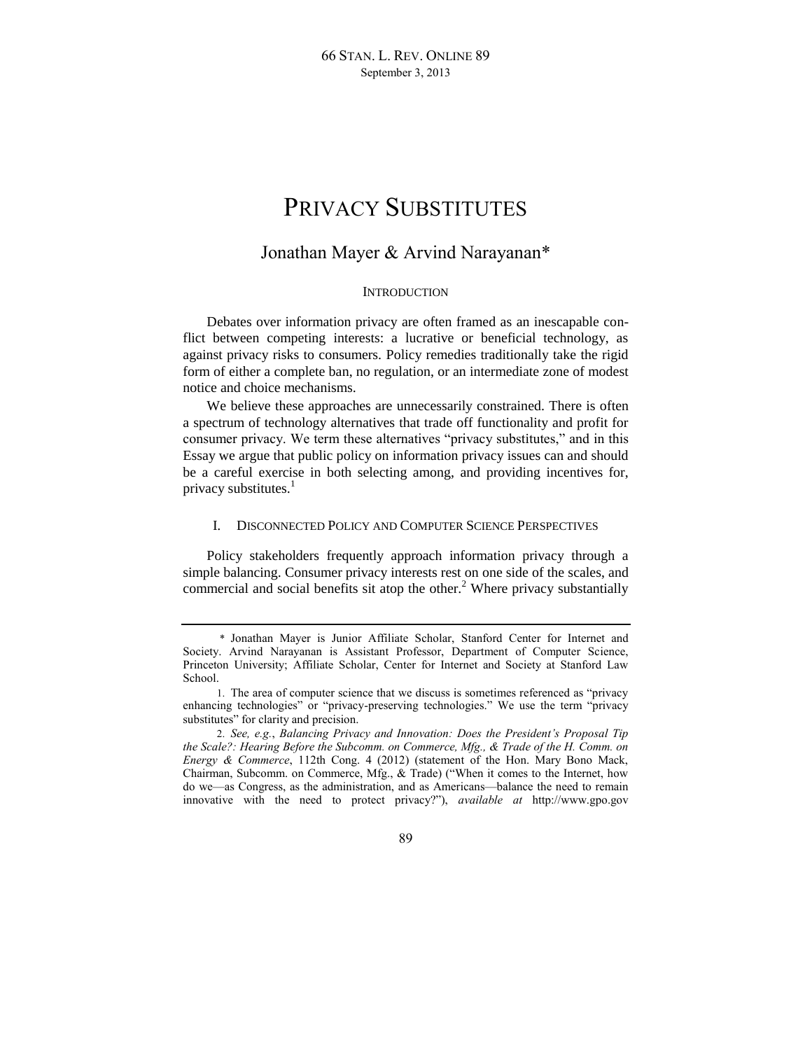# PRIVACY SUBSTITUTES

## Jonathan Mayer & Arvind Narayanan*

### INTRODUCTION

Debates over information privacy are often framed as an inescapable conflict between competing interests: a lucrative or beneficial technology, as against privacy risks to consumers. Policy remedies traditionally take the rigid form of either a complete ban, no regulation, or an intermediate zone of modest notice and choice mechanisms.

We believe these approaches are unnecessarily constrained. There is often a spectrum of technology alternatives that trade off functionality and profit for consumer privacy. We term these alternatives "privacy substitutes," and in this Essay we argue that public policy on information privacy issues can and should be a careful exercise in both selecting among, and providing incentives for, privacy substitutes.[1]

### I. DISCONNECTED POLICY AND COMPUTER SCIENCE PERSPECTIVES

Policy stakeholders frequently approach information privacy through a simple balancing. Consumer privacy interests rest on one side of the scales, and commercial and social benefits sit atop the other.[2] Where privacy substantially

---

\* Jonathan Mayer is Junior Affiliate Scholar, Stanford Center for Internet and Society. Arvind Narayanan is Assistant Professor, Department of Computer Science, Princeton University; Affiliate Scholar, Center for Internet and Society at Stanford Law School.

1. The area of computer science that we discuss is sometimes referenced as "privacy enhancing technologies" or "privacy-preserving technologies." We use the term "privacy substitutes" for clarity and precision.

2. *See, e.g.*, *Balancing Privacy and Innovation: Does the President's Proposal Tip the Scale?: Hearing Before the Subcomm. on Commerce, Mfg., & Trade of the H. Comm. on Energy & Commerce*, 112th Cong. 4 (2012) (statement of the Hon. Mary Bono Mack, Chairman, Subcomm. on Commerce, Mfg., & Trade) ("When it comes to the Internet, how do we—as Congress, as the administration, and as Americans—balance the need to remain innovative with the need to protect privacy?"), *available at* http://www.gpo.gov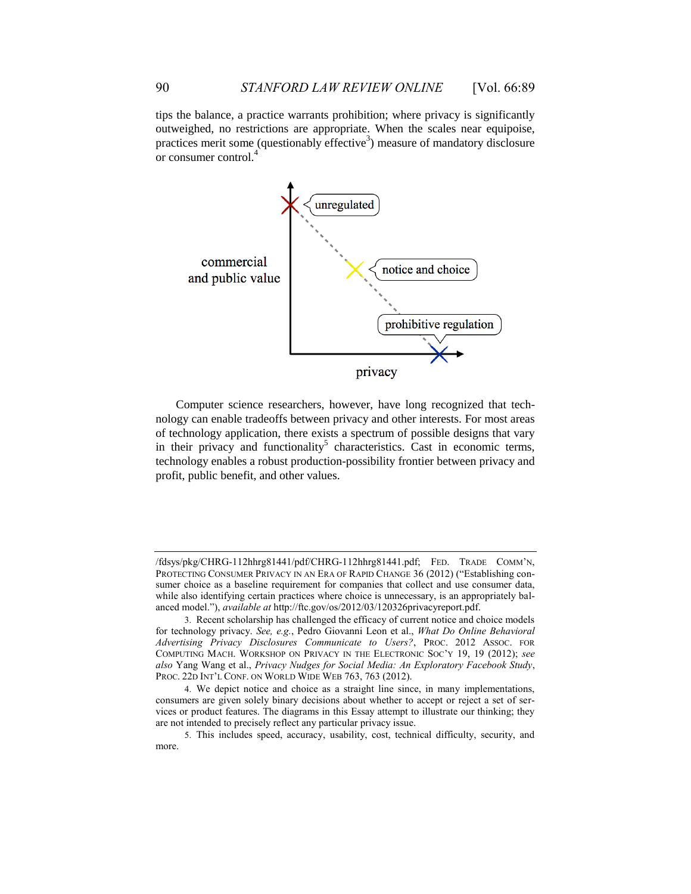tips the balance, a practice warrants prohibition; where privacy is significantly outweighed, no restrictions are appropriate. When the scales near equipoise, practices merit some (questionably effective[3]) measure of mandatory disclosure or consumer control.[4]

unregulated

notice and choice

prohibitive regulation

commercial and public value

privacy

Computer science researchers, however, have long recognized that technology can enable tradeoffs between privacy and other interests. For most areas of technology application, there exists a spectrum of possible designs that vary in their privacy and functionality[5] characteristics. Cast in economic terms, technology enables a robust production-possibility frontier between privacy and profit, public benefit, and other values.

---

/fdsys/pkg/CHRG-112hhrg81441/pdf/CHRG-112hhrg81441.pdf; FED. TRADE COMM'N, PROTECTING CONSUMER PRIVACY IN AN ERA OF RAPID CHANGE 36 (2012) ("Establishing consumer choice as a baseline requirement for companies that collect and use consumer data, while also identifying certain practices where choice is unnecessary, is an appropriately balanced model."), *available at* http://ftc.gov/os/2012/03/120326privacyreport.pdf.

3. Recent scholarship has challenged the efficacy of current notice and choice models for technology privacy. *See, e.g.*, Pedro Giovanni Leon et al., *What Do Online Behavioral Advertising Privacy Disclosures Communicate to Users?*, PROC. 2012 ASSOC. FOR COMPUTING MACH. WORKSHOP ON PRIVACY IN THE ELECTRONIC SOC'Y 19, 19 (2012); *see also* Yang Wang et al., *Privacy Nudges for Social Media: An Exploratory Facebook Study*, PROC. 22D INT'L CONF. ON WORLD WIDE WEB 763, 763 (2012).

4. We depict notice and choice as a straight line since, in many implementations, consumers are given solely binary decisions about whether to accept or reject a set of services or product features. The diagrams in this Essay attempt to illustrate our thinking; they are not intended to precisely reflect any particular privacy issue.

5. This includes speed, accuracy, usability, cost, technical difficulty, security, and more.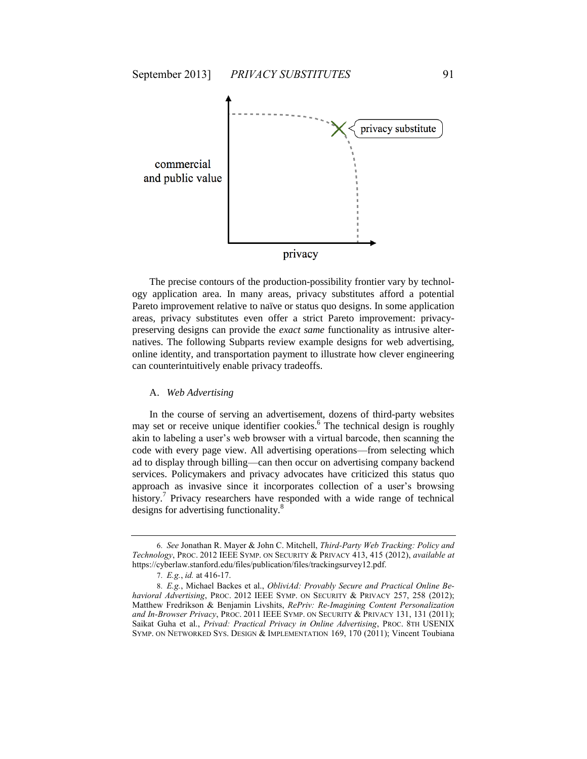commercial and public value

privacy substitute

privacy

The precise contours of the production-possibility frontier vary by technology application area. In many areas, privacy substitutes afford a potential Pareto improvement relative to naïve or status quo designs. In some application areas, privacy substitutes even offer a strict Pareto improvement: privacy-preserving designs can provide the *exact same* functionality as intrusive alternatives. The following Subparts review example designs for web advertising, online identity, and transportation payment to illustrate how clever engineering can counterintuitively enable privacy tradeoffs.

### A. *Web Advertising*

In the course of serving an advertisement, dozens of third-party websites may set or receive unique identifier cookies.[6] The technical design is roughly akin to labeling a user's web browser with a virtual barcode, then scanning the code with every page view. All advertising operations—from selecting which ad to display through billing—can then occur on advertising company backend services. Policymakers and privacy advocates have criticized this status quo approach as invasive since it incorporates collection of a user's browsing history.[7] Privacy researchers have responded with a wide range of technical designs for advertising functionality.[8]

---

6. *See* Jonathan R. Mayer & John C. Mitchell, *Third-Party Web Tracking: Policy and Technology*, PROC. 2012 IEEE SYMP. ON SECURITY & PRIVACY 413, 415 (2012), *available at* https://cyberlaw.stanford.edu/files/publication/files/trackingsurvey12.pdf.

7. *E.g.*, *id.* at 416-17.

8. *E.g.*, Michael Backes et al., *ObliviAd: Provably Secure and Practical Online Behavioral Advertising*, PROC. 2012 IEEE SYMP. ON SECURITY & PRIVACY 257, 258 (2012); Matthew Fredrikson & Benjamin Livshits, *RePriv: Re-Imagining Content Personalization and In-Browser Privacy*, PROC. 2011 IEEE SYMP. ON SECURITY & PRIVACY 131, 131 (2011); Saikat Guha et al., *Privad: Practical Privacy in Online Advertising*, PROC. 8TH USENIX SYMP. ON NETWORKED SYS. DESIGN & IMPLEMENTATION 169, 170 (2011); Vincent Toubiana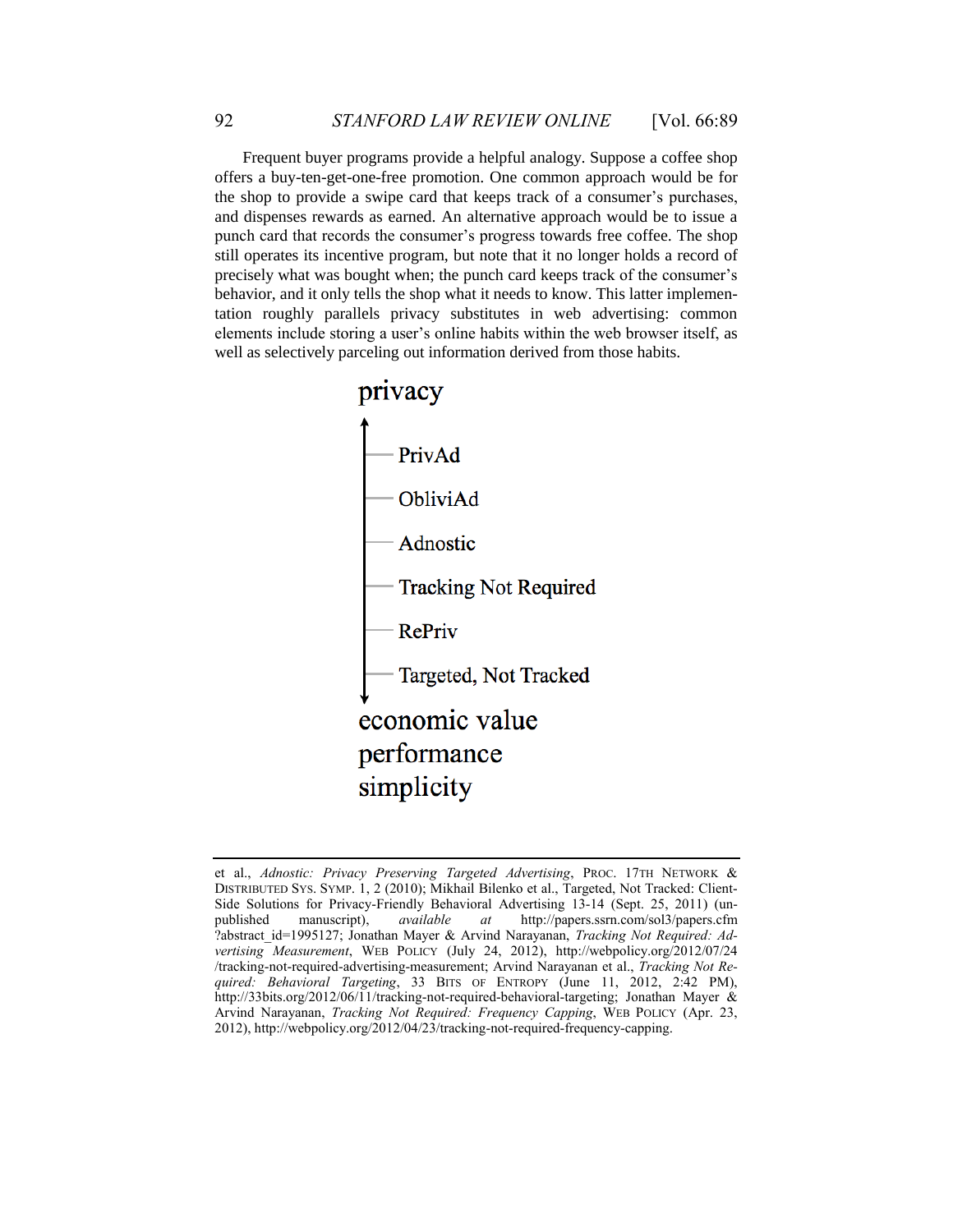Frequent buyer programs provide a helpful analogy. Suppose a coffee shop offers a buy-ten-get-one-free promotion. One common approach would be for the shop to provide a swipe card that keeps track of a consumer's purchases, and dispenses rewards as earned. An alternative approach would be to issue a punch card that records the consumer's progress towards free coffee. The shop still operates its incentive program, but note that it no longer holds a record of precisely what was bought when; the punch card keeps track of the consumer's behavior, and it only tells the shop what it needs to know. This latter implementation roughly parallels privacy substitutes in web advertising: common elements include storing a user's online habits within the web browser itself, as well as selectively parceling out information derived from those habits.

privacy

PrivAd

ObliviAd

Adnostic

Tracking Not Required

RePriv

Targeted, Not Tracked

economic value

performance

simplicity

---

et al., *Adnostic: Privacy Preserving Targeted Advertising*, PROC. 17TH NETWORK & DISTRIBUTED SYS. SYMP. 1, 2 (2010); Mikhail Bilenko et al., Targeted, Not Tracked: Client-Side Solutions for Privacy-Friendly Behavioral Advertising 13-14 (Sept. 25, 2011) (unpublished manuscript), *available at* http://papers.ssrn.com/sol3/papers.cfm?abstract_id=1995127; Jonathan Mayer & Arvind Narayanan, *Tracking Not Required: Advertising Measurement*, WEB POLICY (July 24, 2012), http://webpolicy.org/2012/07/24/tracking-not-required-advertising-measurement; Arvind Narayanan et al., *Tracking Not Required: Behavioral Targeting*, 33 BITS OF ENTROPY (June 11, 2012, 2:42 PM), http://33bits.org/2012/06/11/tracking-not-required-behavioral-targeting; Jonathan Mayer & Arvind Narayanan, *Tracking Not Required: Frequency Capping*, WEB POLICY (Apr. 23, 2012), http://webpolicy.org/2012/04/23/tracking-not-required-frequency-capping.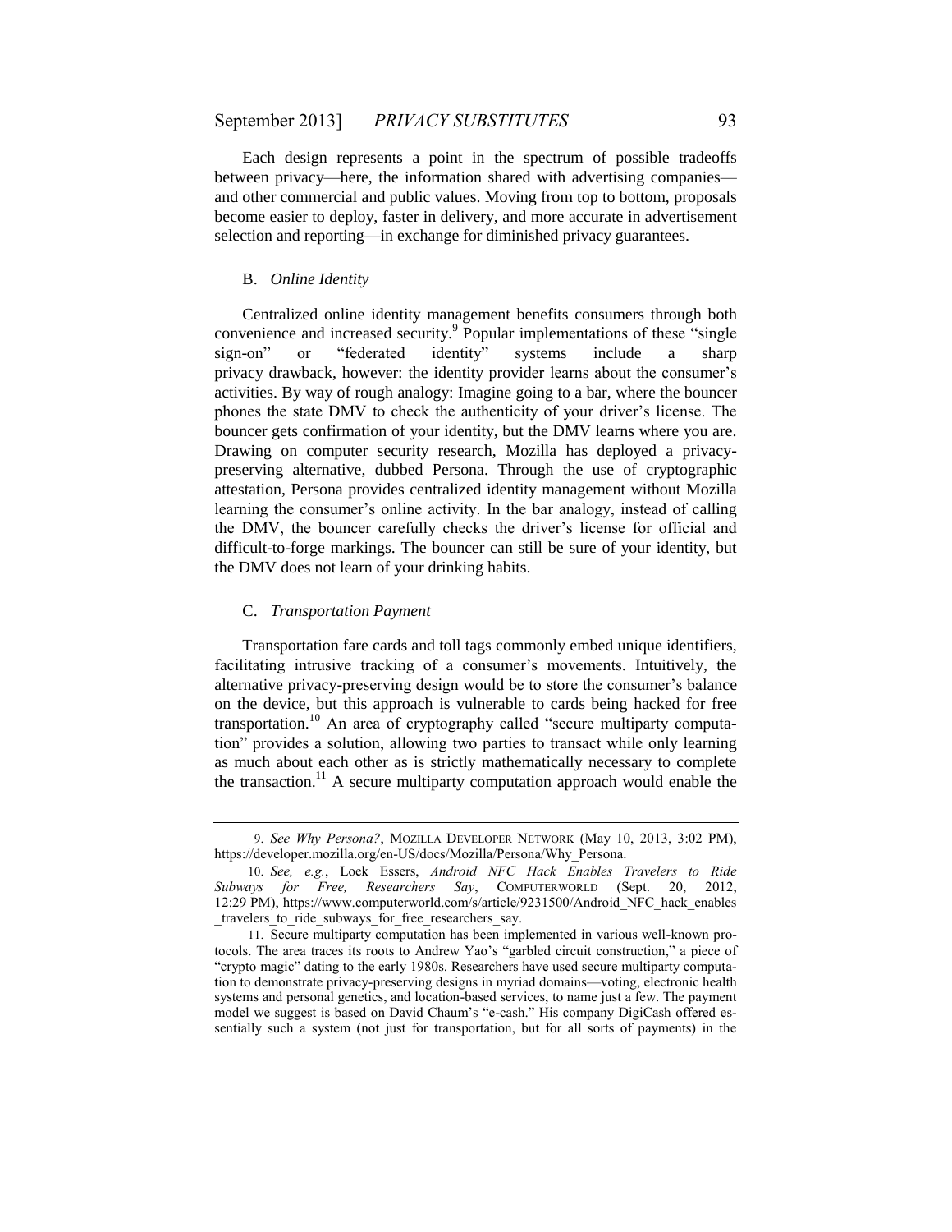Each design represents a point in the spectrum of possible tradeoffs between privacy—here, the information shared with advertising companies—and other commercial and public values. Moving from top to bottom, proposals become easier to deploy, faster in delivery, and more accurate in advertisement selection and reporting—in exchange for diminished privacy guarantees.

### B. *Online Identity*

Centralized online identity management benefits consumers through both convenience and increased security.[9] Popular implementations of these "single sign-on" or "federated identity" systems include a sharp privacy drawback, however: the identity provider learns about the consumer's activities. By way of rough analogy: Imagine going to a bar, where the bouncer phones the state DMV to check the authenticity of your driver's license. The bouncer gets confirmation of your identity, but the DMV learns where you are. Drawing on computer security research, Mozilla has deployed a privacy-preserving alternative, dubbed Persona. Through the use of cryptographic attestation, Persona provides centralized identity management without Mozilla learning the consumer's online activity. In the bar analogy, instead of calling the DMV, the bouncer carefully checks the driver's license for official and difficult-to-forge markings. The bouncer can still be sure of your identity, but the DMV does not learn of your drinking habits.

### C. *Transportation Payment*

Transportation fare cards and toll tags commonly embed unique identifiers, facilitating intrusive tracking of a consumer's movements. Intuitively, the alternative privacy-preserving design would be to store the consumer's balance on the device, but this approach is vulnerable to cards being hacked for free transportation.[10] An area of cryptography called "secure multiparty computation" provides a solution, allowing two parties to transact while only learning as much about each other as is strictly mathematically necessary to complete the transaction.[11] A secure multiparty computation approach would enable the

---

9. *See Why Persona?*, MOZILLA DEVELOPER NETWORK (May 10, 2013, 3:02 PM), https://developer.mozilla.org/en-US/docs/Mozilla/Persona/Why_Persona.

10. *See, e.g.*, Loek Essers, *Android NFC Hack Enables Travelers to Ride Subways for Free, Researchers Say*, COMPUTERWORLD (Sept. 20, 2012, 12:29 PM), https://www.computerworld.com/s/article/9231500/Android_NFC_hack_enables_travelers_to_ride_subways_for_free_researchers_say.

11. Secure multiparty computation has been implemented in various well-known protocols. The area traces its roots to Andrew Yao's "garbled circuit construction," a piece of "crypto magic" dating to the early 1980s. Researchers have used secure multiparty computation to demonstrate privacy-preserving designs in myriad domains—voting, electronic health systems and personal genetics, and location-based services, to name just a few. The payment model we suggest is based on David Chaum's "e-cash." His company DigiCash offered essentially such a system (not just for transportation, but for all sorts of payments) in the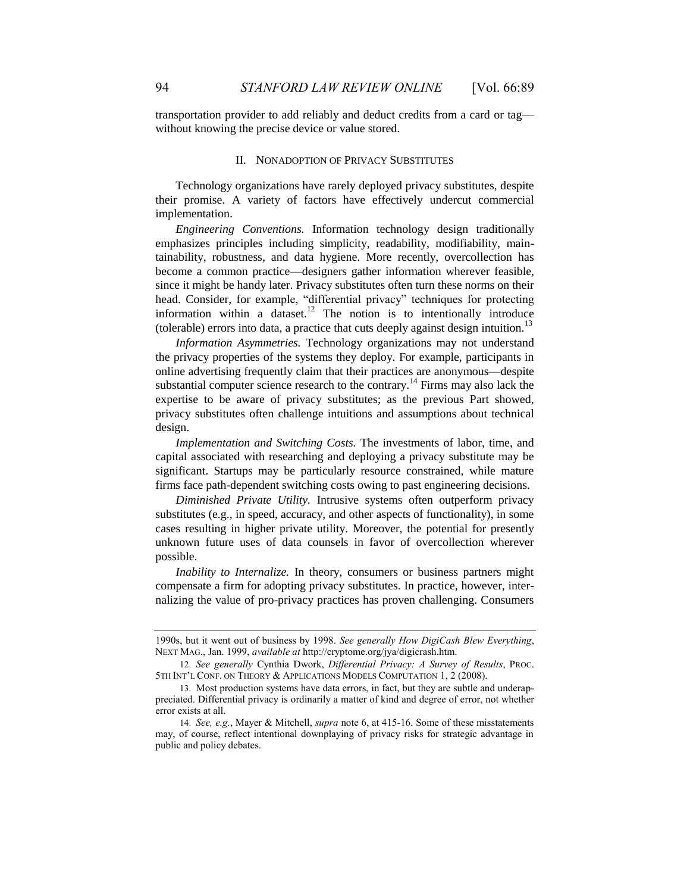transportation provider to add reliably and deduct credits from a card or tag—without knowing the precise device or value stored.

## II. Nonadoption of Privacy Substitutes

Technology organizations have rarely deployed privacy substitutes, despite their promise. A variety of factors have effectively undercut commercial implementation.

*Engineering Conventions.* Information technology design traditionally emphasizes principles including simplicity, readability, modifiability, maintainability, robustness, and data hygiene. More recently, overcollection has become a common practice—designers gather information wherever feasible, since it might be handy later. Privacy substitutes often turn these norms on their head. Consider, for example, "differential privacy" techniques for protecting information within a dataset.[12] The notion is to intentionally introduce (tolerable) errors into data, a practice that cuts deeply against design intuition.[13]

*Information Asymmetries.* Technology organizations may not understand the privacy properties of the systems they deploy. For example, participants in online advertising frequently claim that their practices are anonymous—despite substantial computer science research to the contrary.[14] Firms may also lack the expertise to be aware of privacy substitutes; as the previous Part showed, privacy substitutes often challenge intuitions and assumptions about technical design.

*Implementation and Switching Costs.* The investments of labor, time, and capital associated with researching and deploying a privacy substitute may be significant. Startups may be particularly resource constrained, while mature firms face path-dependent switching costs owing to past engineering decisions.

*Diminished Private Utility.* Intrusive systems often outperform privacy substitutes (e.g., in speed, accuracy, and other aspects of functionality), in some cases resulting in higher private utility. Moreover, the potential for presently unknown future uses of data counsels in favor of overcollection wherever possible.

*Inability to Internalize.* In theory, consumers or business partners might compensate a firm for adopting privacy substitutes. In practice, however, internalizing the value of pro-privacy practices has proven challenging. Consumers

---

1990s, but it went out of business by 1998. *See generally How DigiCash Blew Everything*, NEXT MAG., Jan. 1999, *available at* http://cryptome.org/jya/digicrash.htm.

12. *See generally* Cynthia Dwork, *Differential Privacy: A Survey of Results*, PROC. 5TH INT'L CONF. ON THEORY & APPLICATIONS MODELS COMPUTATION 1, 2 (2008).

13. Most production systems have data errors, in fact, but they are subtle and underappreciated. Differential privacy is ordinarily a matter of kind and degree of error, not whether error exists at all.

14. *See, e.g.*, Mayer & Mitchell, *supra* note 6, at 415-16. Some of these misstatements may, of course, reflect intentional downplaying of privacy risks for strategic advantage in public and policy debates.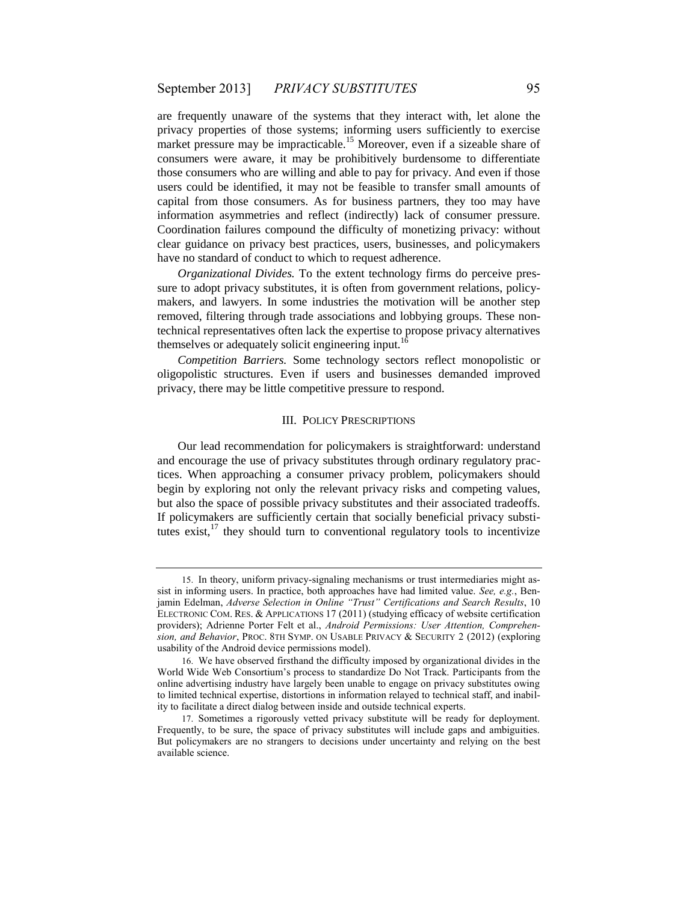are frequently unaware of the systems that they interact with, let alone the privacy properties of those systems; informing users sufficiently to exercise market pressure may be impracticable.[15] Moreover, even if a sizeable share of consumers were aware, it may be prohibitively burdensome to differentiate those consumers who are willing and able to pay for privacy. And even if those users could be identified, it may not be feasible to transfer small amounts of capital from those consumers. As for business partners, they too may have information asymmetries and reflect (indirectly) lack of consumer pressure. Coordination failures compound the difficulty of monetizing privacy: without clear guidance on privacy best practices, users, businesses, and policymakers have no standard of conduct to which to request adherence.

*Organizational Divides.* To the extent technology firms do perceive pressure to adopt privacy substitutes, it is often from government relations, policymakers, and lawyers. In some industries the motivation will be another step removed, filtering through trade associations and lobbying groups. These non-technical representatives often lack the expertise to propose privacy alternatives themselves or adequately solicit engineering input.[16]

*Competition Barriers.* Some technology sectors reflect monopolistic or oligopolistic structures. Even if users and businesses demanded improved privacy, there may be little competitive pressure to respond.

## III. Policy Prescriptions

Our lead recommendation for policymakers is straightforward: understand and encourage the use of privacy substitutes through ordinary regulatory practices. When approaching a consumer privacy problem, policymakers should begin by exploring not only the relevant privacy risks and competing values, but also the space of possible privacy substitutes and their associated tradeoffs. If policymakers are sufficiently certain that socially beneficial privacy substitutes exist,[17] they should turn to conventional regulatory tools to incentivize

---

15. In theory, uniform privacy-signaling mechanisms or trust intermediaries might assist in informing users. In practice, both approaches have had limited value. *See, e.g.*, Benjamin Edelman, *Adverse Selection in Online "Trust" Certifications and Search Results*, 10 Electronic Com. Res. & Applications 17 (2011) (studying efficacy of website certification providers); Adrienne Porter Felt et al., *Android Permissions: User Attention, Comprehension, and Behavior*, Proc. 8th Symp. on Usable Privacy & Security 2 (2012) (exploring usability of the Android device permissions model).

16. We have observed firsthand the difficulty imposed by organizational divides in the World Wide Web Consortium's process to standardize Do Not Track. Participants from the online advertising industry have largely been unable to engage on privacy substitutes owing to limited technical expertise, distortions in information relayed to technical staff, and inability to facilitate a direct dialog between inside and outside technical experts.

17. Sometimes a rigorously vetted privacy substitute will be ready for deployment. Frequently, to be sure, the space of privacy substitutes will include gaps and ambiguities. But policymakers are no strangers to decisions under uncertainty and relying on the best available science.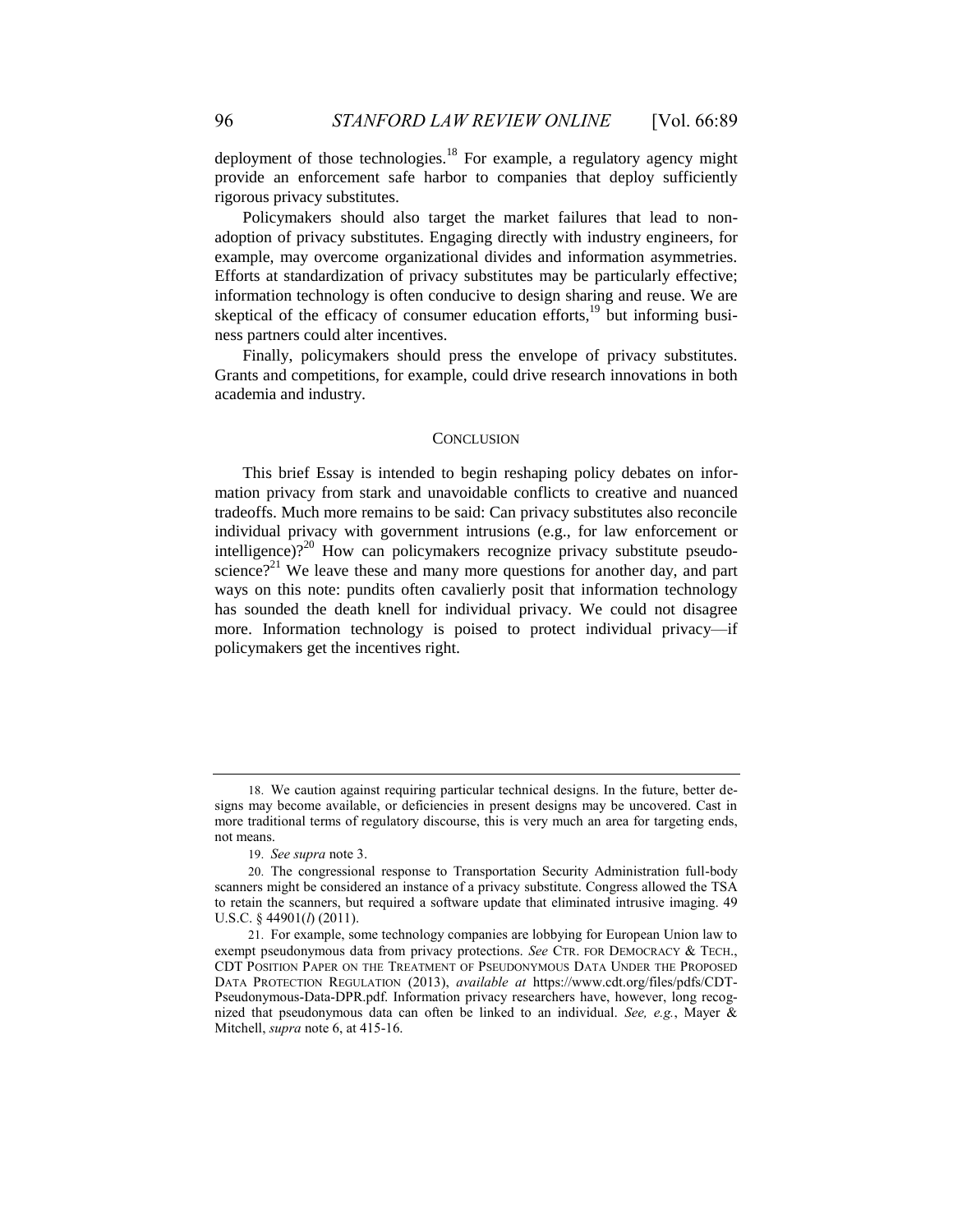deployment of those technologies.[18] For example, a regulatory agency might provide an enforcement safe harbor to companies that deploy sufficiently rigorous privacy substitutes.

Policymakers should also target the market failures that lead to non-adoption of privacy substitutes. Engaging directly with industry engineers, for example, may overcome organizational divides and information asymmetries. Efforts at standardization of privacy substitutes may be particularly effective; information technology is often conducive to design sharing and reuse. We are skeptical of the efficacy of consumer education efforts,[19] but informing business partners could alter incentives.

Finally, policymakers should press the envelope of privacy substitutes. Grants and competitions, for example, could drive research innovations in both academia and industry.

## CONCLUSION

This brief Essay is intended to begin reshaping policy debates on information privacy from stark and unavoidable conflicts to creative and nuanced tradeoffs. Much more remains to be said: Can privacy substitutes also reconcile individual privacy with government intrusions (e.g., for law enforcement or intelligence)?[20] How can policymakers recognize privacy substitute pseudoscience?[21] We leave these and many more questions for another day, and part ways on this note: pundits often cavalierly posit that information technology has sounded the death knell for individual privacy. We could not disagree more. Information technology is poised to protect individual privacy—if policymakers get the incentives right.

---

18. We caution against requiring particular technical designs. In the future, better designs may become available, or deficiencies in present designs may be uncovered. Cast in more traditional terms of regulatory discourse, this is very much an area for targeting ends, not means.

19. *See supra* note 3.

20. The congressional response to Transportation Security Administration full-body scanners might be considered an instance of a privacy substitute. Congress allowed the TSA to retain the scanners, but required a software update that eliminated intrusive imaging. 49 U.S.C. § 44901(*l*) (2011).

21. For example, some technology companies are lobbying for European Union law to exempt pseudonymous data from privacy protections. *See* CTR. FOR DEMOCRACY & TECH., CDT POSITION PAPER ON THE TREATMENT OF PSEUDONYMOUS DATA UNDER THE PROPOSED DATA PROTECTION REGULATION (2013), *available at* https://www.cdt.org/files/pdfs/CDT-Pseudonymous-Data-DPR.pdf. Information privacy researchers have, however, long recognized that pseudonymous data can often be linked to an individual. *See, e.g.*, Mayer & Mitchell, *supra* note 6, at 415-16.